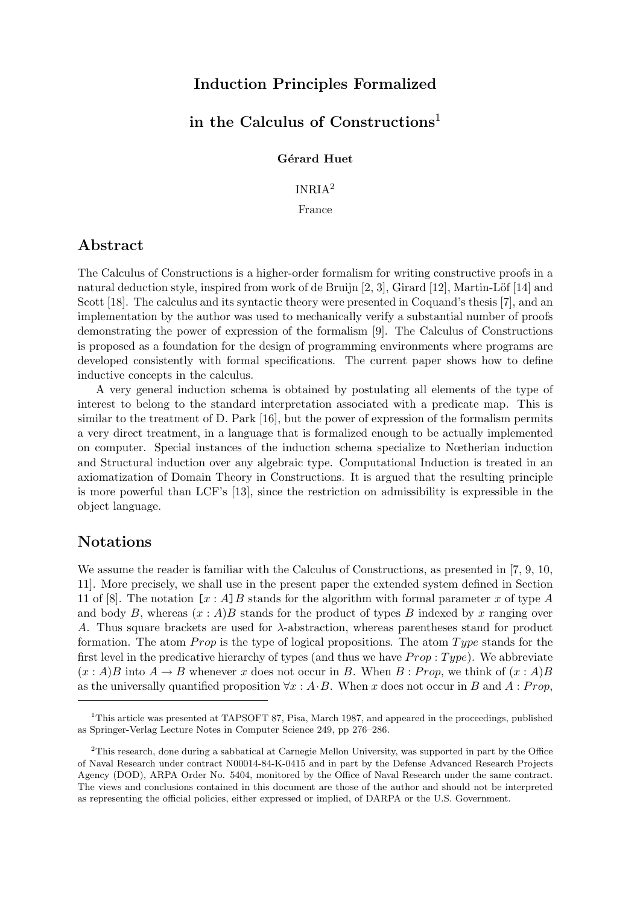# Induction Principles Formalized

# in the Calculus of Constructions[1]

**Gérard Huet**

INRIA[2]

France

## Abstract

The Calculus of Constructions is a higher-order formalism for writing constructive proofs in a natural deduction style, inspired from work of de Bruijn [2, 3], Girard [12], Martin-Löf [14] and Scott [18]. The calculus and its syntactic theory were presented in Coquand's thesis [7], and an implementation by the author was used to mechanically verify a substantial number of proofs demonstrating the power of expression of the formalism [9]. The Calculus of Constructions is proposed as a foundation for the design of programming environments where programs are developed consistently with formal specifications. The current paper shows how to define inductive concepts in the calculus.

A very general induction schema is obtained by postulating all elements of the type of interest to belong to the standard interpretation associated with a predicate map. This is similar to the treatment of D. Park [16], but the power of expression of the formalism permits a very direct treatment, in a language that is formalized enough to be actually implemented on computer. Special instances of the induction schema specialize to Nœtherian induction and Structural induction over any algebraic type. Computational Induction is treated in an axiomatization of Domain Theory in Constructions. It is argued that the resulting principle is more powerful than LCF's [13], since the restriction on admissibility is expressible in the object language.

## Notations

We assume the reader is familiar with the Calculus of Constructions, as presented in [7, 9, 10, 11]. More precisely, we shall use in the present paper the extended system defined in Section 11 of [8]. The notation $[x : A]B$ stands for the algorithm with formal parameter $x$ of type $A$ and body $B$, whereas $(x : A)B$ stands for the product of types $B$ indexed by $x$ ranging over $A$. Thus square brackets are used for $\lambda$-abstraction, whereas parentheses stand for product formation. The atom $Prop$ is the type of logical propositions. The atom $Type$ stands for the first level in the predicative hierarchy of types (and thus we have $Prop : Type$). We abbreviate $(x : A)B$ into $A \rightarrow B$ whenever $x$ does not occur in $B$. When $B : Prop$, we think of $(x : A)B$ as the universally quantified proposition $\forall x : A \cdot B$. When $x$ does not occur in $B$ and $A : Prop$,

---

[1] This article was presented at TAPSOFT 87, Pisa, March 1987, and appeared in the proceedings, published as Springer-Verlag Lecture Notes in Computer Science 249, pp 276–286.

[2] This research, done during a sabbatical at Carnegie Mellon University, was supported in part by the Office of Naval Research under contract N00014-84-K-0415 and in part by the Defense Advanced Research Projects Agency (DOD), ARPA Order No. 5404, monitored by the Office of Naval Research under the same contract. The views and conclusions contained in this document are those of the author and should not be interpreted as representing the official policies, either expressed or implied, of DARPA or the U.S. Government.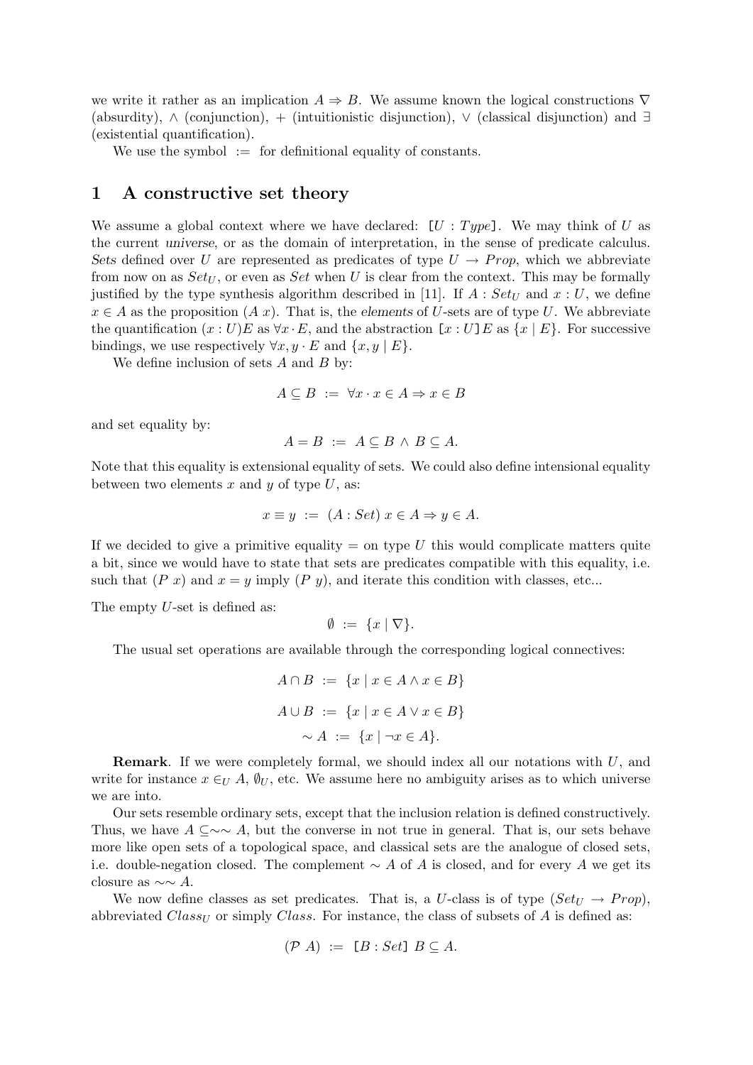we write it rather as an implication $A \Rightarrow B$. We assume known the logical constructions $\nabla$ (absurdity), $\wedge$ (conjunction), $+$ (intuitionistic disjunction), $\vee$ (classical disjunction) and $\exists$ (existential quantification).

We use the symbol $:=$ for definitional equality of constants.

# 1 A constructive set theory

We assume a global context where we have declared: $[U : Type]$. We may think of $U$ as the current *universe*, or as the domain of interpretation, in the sense of predicate calculus. *Sets* defined over $U$ are represented as predicates of type $U \rightarrow Prop$, which we abbreviate from now on as $Set_U$, or even as *Set* when $U$ is clear from the context. This may be formally justified by the type synthesis algorithm described in [11]. If $A : Set_U$ and $x : U$, we define $x \in A$ as the proposition $(A\ x)$. That is, the *elements* of $U$-sets are of type $U$. We abbreviate the quantification $(x : U)E$ as $\forall x \cdot E$, and the abstraction $[x : U]E$ as $\{x \mid E\}$. For successive bindings, we use respectively $\forall x, y \cdot E$ and $\{x, y \mid E\}$.

We define inclusion of sets $A$ and $B$ by:

$$A \subseteq B \ := \ \forall x \cdot x \in A \Rightarrow x \in B$$

and set equality by:

$$A = B \ := \ A \subseteq B \ \wedge \ B \subseteq A.$$

Note that this equality is extensional equality of sets. We could also define intensional equality between two elements $x$ and $y$ of type $U$, as:

$$x \equiv y \ := \ (A : Set)\ x \in A \Rightarrow y \in A.$$

If we decided to give a primitive equality $=$ on type $U$ this would complicate matters quite a bit, since we would have to state that sets are predicates compatible with this equality, i.e. such that $(P\ x)$ and $x = y$ imply $(P\ y)$, and iterate this condition with classes, etc...

The empty $U$-set is defined as:

$$\emptyset \ := \ \{x \mid \nabla\}.$$

The usual set operations are available through the corresponding logical connectives:

$$A \cap B \ := \ \{x \mid x \in A \wedge x \in B\}$$

$$A \cup B \ := \ \{x \mid x \in A \vee x \in B\}$$

$$\sim A \ := \ \{x \mid \neg x \in A\}.$$

**Remark**. If we were completely formal, we should index all our notations with $U$, and write for instance $x \in_U A$, $\emptyset_U$, etc. We assume here no ambiguity arises as to which universe we are into.

Our sets resemble ordinary sets, except that the inclusion relation is defined constructively. Thus, we have $A \subseteq \sim\sim A$, but the converse in not true in general. That is, our sets behave more like open sets of a topological space, and classical sets are the analogue of closed sets, i.e. double-negation closed. The complement $\sim A$ of $A$ is closed, and for every $A$ we get its closure as $\sim\sim A$.

We now define classes as set predicates. That is, a $U$-class is of type $(Set_U \rightarrow Prop)$, abbreviated $Class_U$ or simply *Class*. For instance, the class of subsets of $A$ is defined as:

$$(\mathcal{P}\ A) \ := \ [B : Set]\ B \subseteq A.$$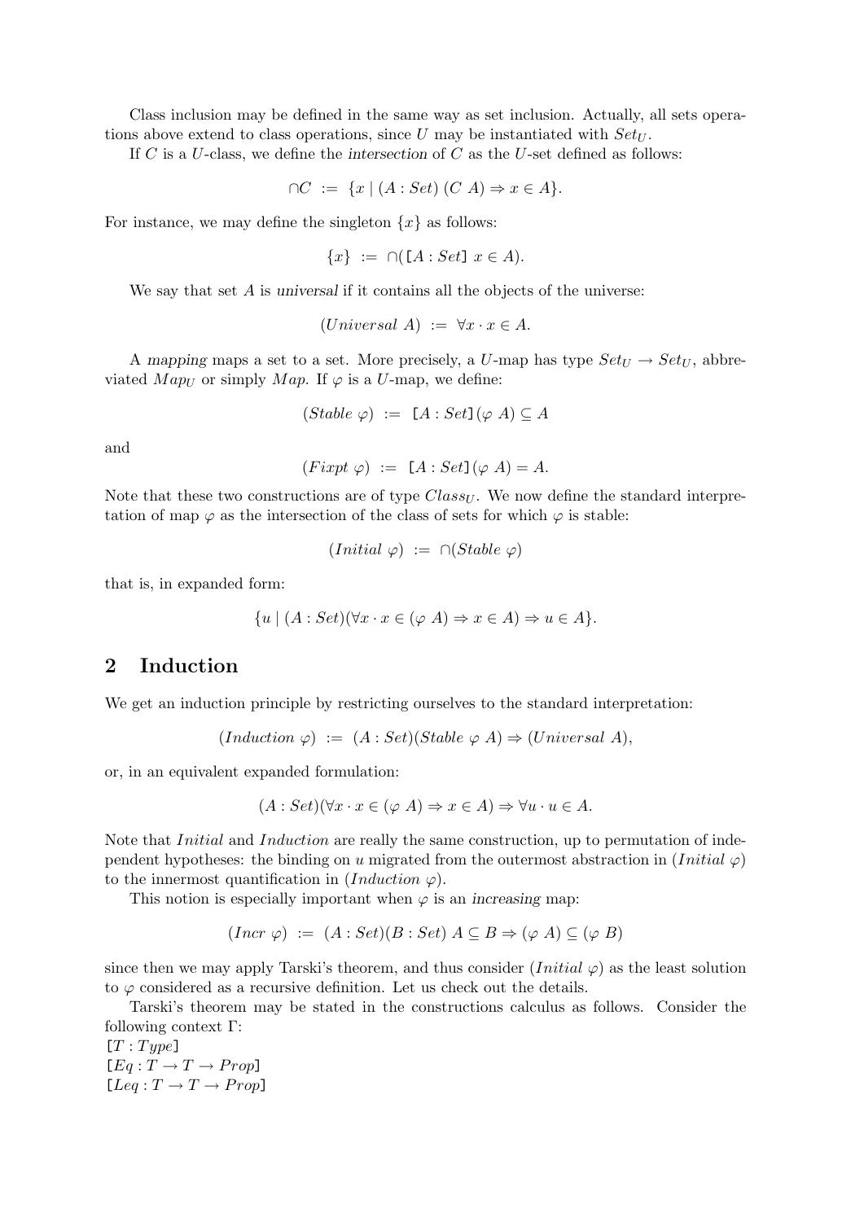Class inclusion may be defined in the same way as set inclusion. Actually, all sets operations above extend to class operations, since $U$ may be instantiated with $Set_U$.

If $C$ is a $U$-class, we define the *intersection* of $C$ as the $U$-set defined as follows:

$$\cap C \ := \ \{x \mid (A : Set)\ (C\ A) \Rightarrow x \in A\}.$$

For instance, we may define the singleton $\{x\}$ as follows:

$$\{x\} \ := \ \cap([A : Set]\ x \in A).$$

We say that set $A$ is *universal* if it contains all the objects of the universe:

$$(Universal\ A) \ := \ \forall x \cdot x \in A.$$

A *mapping* maps a set to a set. More precisely, a $U$-map has type $Set_U \rightarrow Set_U$, abbreviated $Map_U$ or simply $Map$. If $\varphi$ is a $U$-map, we define:

$$(Stable\ \varphi) \ := \ [A : Set](\varphi\ A) \subseteq A$$

and

$$(Fixpt\ \varphi) \ := \ [A : Set](\varphi\ A) = A.$$

Note that these two constructions are of type $Class_U$. We now define the standard interpretation of map $\varphi$ as the intersection of the class of sets for which $\varphi$ is stable:

$$(Initial\ \varphi) \ := \ \cap(Stable\ \varphi)$$

that is, in expanded form:

$$\{u \mid (A : Set)(\forall x \cdot x \in (\varphi\ A) \Rightarrow x \in A) \Rightarrow u \in A\}.$$

## 2 Induction

We get an induction principle by restricting ourselves to the standard interpretation:

$$(Induction\ \varphi) \ := \ (A : Set)(Stable\ \varphi\ A) \Rightarrow (Universal\ A),$$

or, in an equivalent expanded formulation:

$$(A : Set)(\forall x \cdot x \in (\varphi\ A) \Rightarrow x \in A) \Rightarrow \forall u \cdot u \in A.$$

Note that *Initial* and *Induction* are really the same construction, up to permutation of independent hypotheses: the binding on $u$ migrated from the outermost abstraction in $(Initial\ \varphi)$ to the innermost quantification in $(Induction\ \varphi)$.

This notion is especially important when $\varphi$ is an *increasing* map:

$$(Incr\ \varphi) \ := \ (A : Set)(B : Set)\ A \subseteq B \Rightarrow (\varphi\ A) \subseteq (\varphi\ B)$$

since then we may apply Tarski's theorem, and thus consider $(Initial\ \varphi)$ as the least solution to $\varphi$ considered as a recursive definition. Let us check out the details.

Tarski's theorem may be stated in the constructions calculus as follows. Consider the following context $\Gamma$:

$[T : Type]$
$[Eq : T \rightarrow T \rightarrow Prop]$
$[Leq : T \rightarrow T \rightarrow Prop]$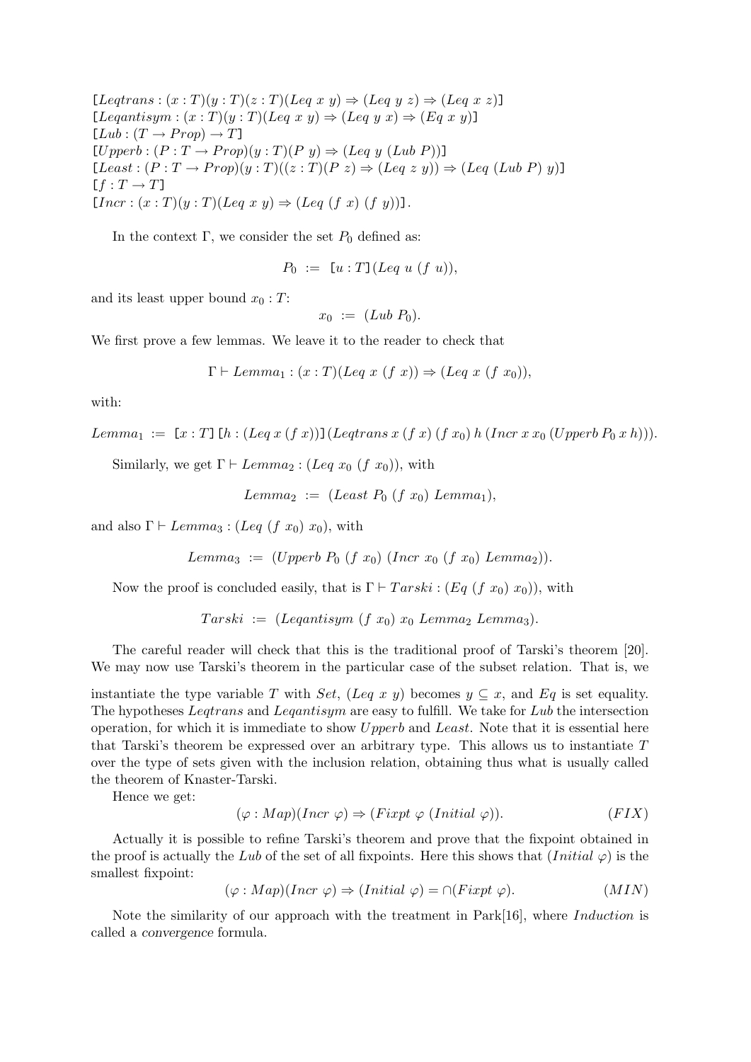$$[Leqtrans : (x:T)(y:T)(z:T)(Leq\ x\ y) \Rightarrow (Leq\ y\ z) \Rightarrow (Leq\ x\ z)]$$
$$[Leqantisym : (x:T)(y:T)(Leq\ x\ y) \Rightarrow (Leq\ y\ x) \Rightarrow (Eq\ x\ y)]$$
$$[Lub : (T \rightarrow Prop) \rightarrow T]$$
$$[Upperb : (P : T \rightarrow Prop)(y:T)(P\ y) \Rightarrow (Leq\ y\ (Lub\ P))]$$
$$[Least : (P : T \rightarrow Prop)(y:T)((z:T)(P\ z) \Rightarrow (Leq\ z\ y)) \Rightarrow (Leq\ (Lub\ P)\ y)]$$
$$[f : T \rightarrow T]$$
$$[Incr : (x:T)(y:T)(Leq\ x\ y) \Rightarrow (Leq\ (f\ x)\ (f\ y))].$$

In the context $\Gamma$, we consider the set $P_0$ defined as:

$$P_0 \ := \ [u:T](Leq\ u\ (f\ u)),$$

and its least upper bound $x_0 : T$:

$$x_0 \ := \ (Lub\ P_0).$$

We first prove a few lemmas. We leave it to the reader to check that

$$\Gamma \vdash Lemma_1 : (x:T)(Leq\ x\ (f\ x)) \Rightarrow (Leq\ x\ (f\ x_0)),$$

with:

$$Lemma_1 \ := \ [x:T][h:(Leq\ x\ (f\ x))](Leqtrans\ x\ (f\ x)\ (f\ x_0)\ h\ (Incr\ x\ x_0\ (Upperb\ P_0\ x\ h))).$$

Similarly, we get $\Gamma \vdash Lemma_2 : (Leq\ x_0\ (f\ x_0))$, with

$$Lemma_2 \ := \ (Least\ P_0\ (f\ x_0)\ Lemma_1),$$

and also $\Gamma \vdash Lemma_3 : (Leq\ (f\ x_0)\ x_0)$, with

$$Lemma_3 \ := \ (Upperb\ P_0\ (f\ x_0)\ (Incr\ x_0\ (f\ x_0)\ Lemma_2)).$$

Now the proof is concluded easily, that is $\Gamma \vdash Tarski : (Eq\ (f\ x_0)\ x_0))$, with

$$Tarski \ := \ (Leqantisym\ (f\ x_0)\ x_0\ Lemma_2\ Lemma_3).$$

The careful reader will check that this is the traditional proof of Tarski's theorem [20]. We may now use Tarski's theorem in the particular case of the subset relation. That is, we instantiate the type variable $T$ with $Set$, $(Leq\ x\ y)$ becomes $y \subseteq x$, and $Eq$ is set equality. The hypotheses $Leqtrans$ and $Leqantisym$ are easy to fulfill. We take for $Lub$ the intersection operation, for which it is immediate to show $Upperb$ and $Least$. Note that it is essential here that Tarski's theorem be expressed over an arbitrary type. This allows us to instantiate $T$ over the type of sets given with the inclusion relation, obtaining thus what is usually called the theorem of Knaster-Tarski.

Hence we get:

$$(\varphi : Map)(Incr\ \varphi) \Rightarrow (Fixpt\ \varphi\ (Initial\ \varphi)). \qquad (FIX)$$

Actually it is possible to refine Tarski's theorem and prove that the fixpoint obtained in the proof is actually the $Lub$ of the set of all fixpoints. Here this shows that $(Initial\ \varphi)$ is the smallest fixpoint:

$$(\varphi : Map)(Incr\ \varphi) \Rightarrow (Initial\ \varphi) = \cap(Fixpt\ \varphi). \qquad (MIN)$$

Note the similarity of our approach with the treatment in Park[16], where *Induction* is called a *convergence* formula.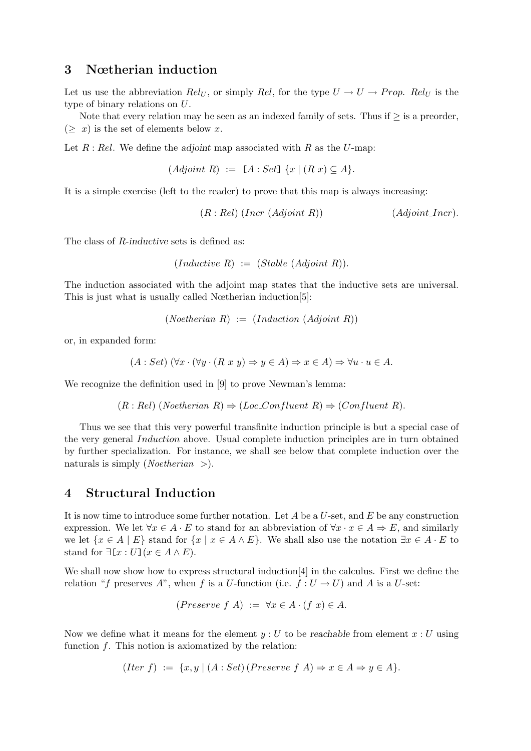## 3 Nœtherian induction

Let us use the abbreviation $Rel_U$, or simply $Rel$, for the type $U \to U \to Prop$. $Rel_U$ is the type of binary relations on $U$.

Note that every relation may be seen as an indexed family of sets. Thus if $\geq$ is a preorder, $(\geq\ x)$ is the set of elements below $x$.

Let $R : Rel$. We define the *adjoint* map associated with $R$ as the $U$-map:

$$(Adjoint\ R)\ :=\ [A : Set]\ \{x \mid (R\ x) \subseteq A\}.$$

It is a simple exercise (left to the reader) to prove that this map is always increasing:

$$(R : Rel)\ (Incr\ (Adjoint\ R)) \qquad\qquad (Adjoint\_Incr).$$

The class of *R-inductive* sets is defined as:

$$(Inductive\ R)\ :=\ (Stable\ (Adjoint\ R)).$$

The induction associated with the adjoint map states that the inductive sets are universal. This is just what is usually called Nœtherian induction[5]:

$$(Noetherian\ R)\ :=\ (Induction\ (Adjoint\ R))$$

or, in expanded form:

$$(A : Set)\ (\forall x \cdot (\forall y \cdot (R\ x\ y) \Rightarrow y \in A) \Rightarrow x \in A) \Rightarrow \forall u \cdot u \in A.$$

We recognize the definition used in [9] to prove Newman's lemma:

$$(R : Rel)\ (Noetherian\ R) \Rightarrow (Loc\_Confluent\ R) \Rightarrow (Confluent\ R).$$

Thus we see that this very powerful transfinite induction principle is but a special case of the very general *Induction* above. Usual complete induction principles are in turn obtained by further specialization. For instance, we shall see below that complete induction over the naturals is simply $(Noetherian\ >)$.

## 4 Structural Induction

It is now time to introduce some further notation. Let $A$ be a $U$-set, and $E$ be any construction expression. We let $\forall x \in A \cdot E$ to stand for an abbreviation of $\forall x \cdot x \in A \Rightarrow E$, and similarly we let $\{x \in A \mid E\}$ stand for $\{x \mid x \in A \wedge E\}$. We shall also use the notation $\exists x \in A \cdot E$ to stand for $\exists [x : U] (x \in A \wedge E)$.

We shall now show how to express structural induction[4] in the calculus. First we define the relation "$f$ preserves $A$", when $f$ is a $U$-function (i.e. $f : U \to U$) and $A$ is a $U$-set:

$$(Preserve\ f\ A)\ :=\ \forall x \in A \cdot (f\ x) \in A.$$

Now we define what it means for the element $y : U$ to be *reachable* from element $x : U$ using function $f$. This notion is axiomatized by the relation:

$$(Iter\ f)\ :=\ \{x, y \mid (A : Set)\,(Preserve\ f\ A) \Rightarrow x \in A \Rightarrow y \in A\}.$$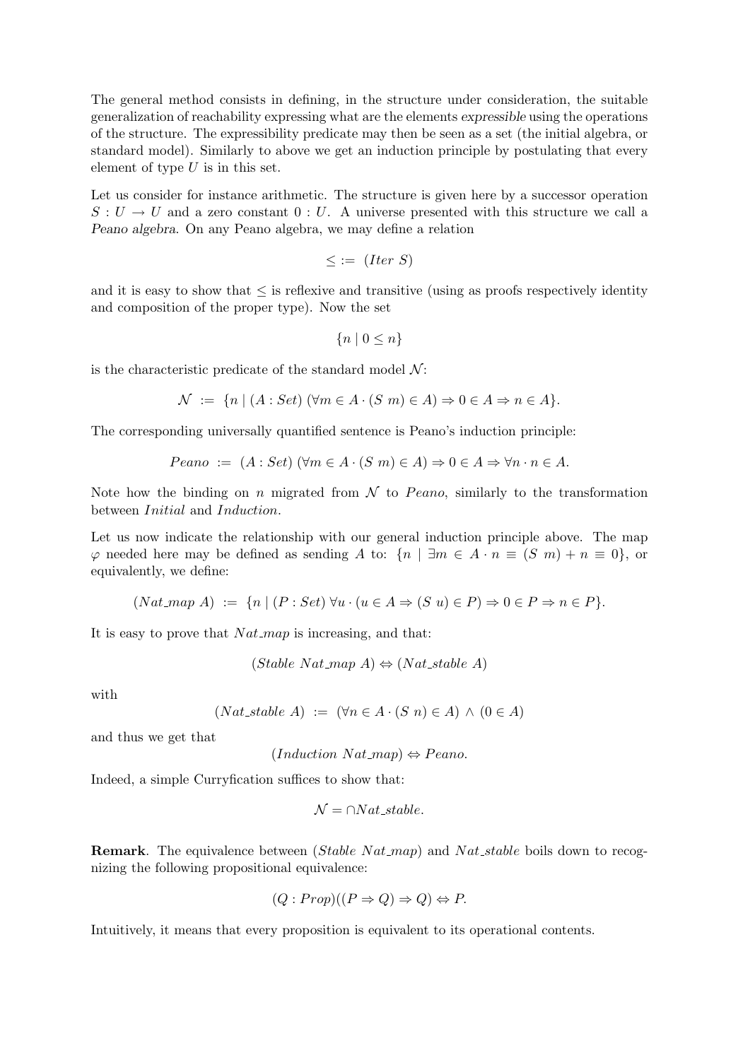The general method consists in defining, in the structure under consideration, the suitable generalization of reachability expressing what are the elements *expressible* using the operations of the structure. The expressibility predicate may then be seen as a set (the initial algebra, or standard model). Similarly to above we get an induction principle by postulating that every element of type $U$ is in this set.

Let us consider for instance arithmetic. The structure is given here by a successor operation $S : U \to U$ and a zero constant $0 : U$. A universe presented with this structure we call a *Peano algebra*. On any Peano algebra, we may define a relation

$$\leq \;:=\; (Iter\ S)$$

and it is easy to show that $\leq$ is reflexive and transitive (using as proofs respectively identity and composition of the proper type). Now the set

$$\{n \mid 0 \leq n\}$$

is the characteristic predicate of the standard model $\mathcal{N}$:

$$\mathcal{N} \;:=\; \{n \mid (A : Set)\ (\forall m \in A \cdot (S\ m) \in A) \Rightarrow 0 \in A \Rightarrow n \in A\}.$$

The corresponding universally quantified sentence is Peano's induction principle:

$$Peano \;:=\; (A : Set)\ (\forall m \in A \cdot (S\ m) \in A) \Rightarrow 0 \in A \Rightarrow \forall n \cdot n \in A.$$

Note how the binding on $n$ migrated from $\mathcal{N}$ to $Peano$, similarly to the transformation between $Initial$ and $Induction$.

Let us now indicate the relationship with our general induction principle above. The map $\varphi$ needed here may be defined as sending $A$ to: $\{n \mid \exists m \in A \cdot n \equiv (S\ m) + n \equiv 0\}$, or equivalently, we define:

$$(Nat\_map\ A) \;:=\; \{n \mid (P : Set)\ \forall u \cdot (u \in A \Rightarrow (S\ u) \in P) \Rightarrow 0 \in P \Rightarrow n \in P\}.$$

It is easy to prove that $Nat\_map$ is increasing, and that:

$$(Stable\ Nat\_map\ A) \Leftrightarrow (Nat\_stable\ A)$$

with

$$(Nat\_stable\ A) \;:=\; (\forall n \in A \cdot (S\ n) \in A) \wedge (0 \in A)$$

and thus we get that

$$(Induction\ Nat\_map) \Leftrightarrow Peano.$$

Indeed, a simple Curryfication suffices to show that:

$$\mathcal{N} = \cap Nat\_stable.$$

**Remark**. The equivalence between ($Stable\ Nat\_map$) and $Nat\_stable$ boils down to recognizing the following propositional equivalence:

$$(Q : Prop)((P \Rightarrow Q) \Rightarrow Q) \Leftrightarrow P.$$

Intuitively, it means that every proposition is equivalent to its operational contents.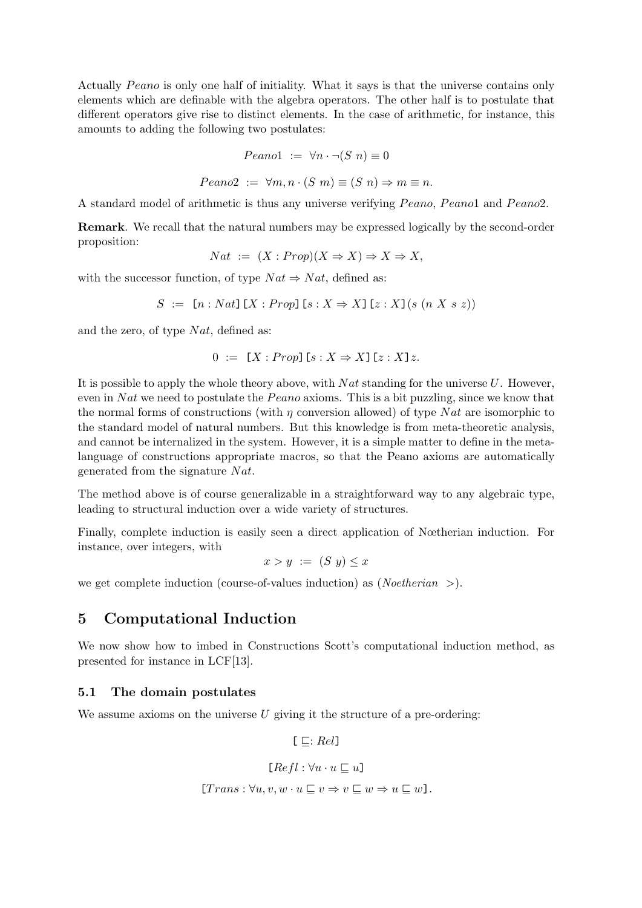Actually *Peano* is only one half of initiality. What it says is that the universe contains only elements which are definable with the algebra operators. The other half is to postulate that different operators give rise to distinct elements. In the case of arithmetic, for instance, this amounts to adding the following two postulates:

$$Peano1 \ := \ \forall n \cdot \neg(S\ n) \equiv 0$$

$$Peano2 \ := \ \forall m, n \cdot (S\ m) \equiv (S\ n) \Rightarrow m \equiv n.$$

A standard model of arithmetic is thus any universe verifying *Peano*, *Peano*1 and *Peano*2.

**Remark**. We recall that the natural numbers may be expressed logically by the second-order proposition:

$$Nat \ := \ (X : Prop)(X \Rightarrow X) \Rightarrow X \Rightarrow X,$$

with the successor function, of type $Nat \Rightarrow Nat$, defined as:

$$S \ := \ [n : Nat][X : Prop][s : X \Rightarrow X][z : X](s\ (n\ X\ s\ z))$$

and the zero, of type $Nat$, defined as:

$$0 \ := \ [X : Prop][s : X \Rightarrow X][z : X]z.$$

It is possible to apply the whole theory above, with $Nat$ standing for the universe $U$. However, even in $Nat$ we need to postulate the *Peano* axioms. This is a bit puzzling, since we know that the normal forms of constructions (with $\eta$ conversion allowed) of type $Nat$ are isomorphic to the standard model of natural numbers. But this knowledge is from meta-theoretic analysis, and cannot be internalized in the system. However, it is a simple matter to define in the meta-language of constructions appropriate macros, so that the Peano axioms are automatically generated from the signature $Nat$.

The method above is of course generalizable in a straightforward way to any algebraic type, leading to structural induction over a wide variety of structures.

Finally, complete induction is easily seen a direct application of Nœtherian induction. For instance, over integers, with

$$x > y \ := \ (S\ y) \leq x$$

we get complete induction (course-of-values induction) as $(Noetherian\ \ >)$.

## 5 Computational Induction

We now show how to imbed in Constructions Scott's computational induction method, as presented for instance in LCF[13].

### 5.1 The domain postulates

We assume axioms on the universe $U$ giving it the structure of a pre-ordering:

$$[\sqsubseteq : Rel]$$

$$[Refl : \forall u \cdot u \sqsubseteq u]$$

$$[Trans : \forall u, v, w \cdot u \sqsubseteq v \Rightarrow v \sqsubseteq w \Rightarrow u \sqsubseteq w].$$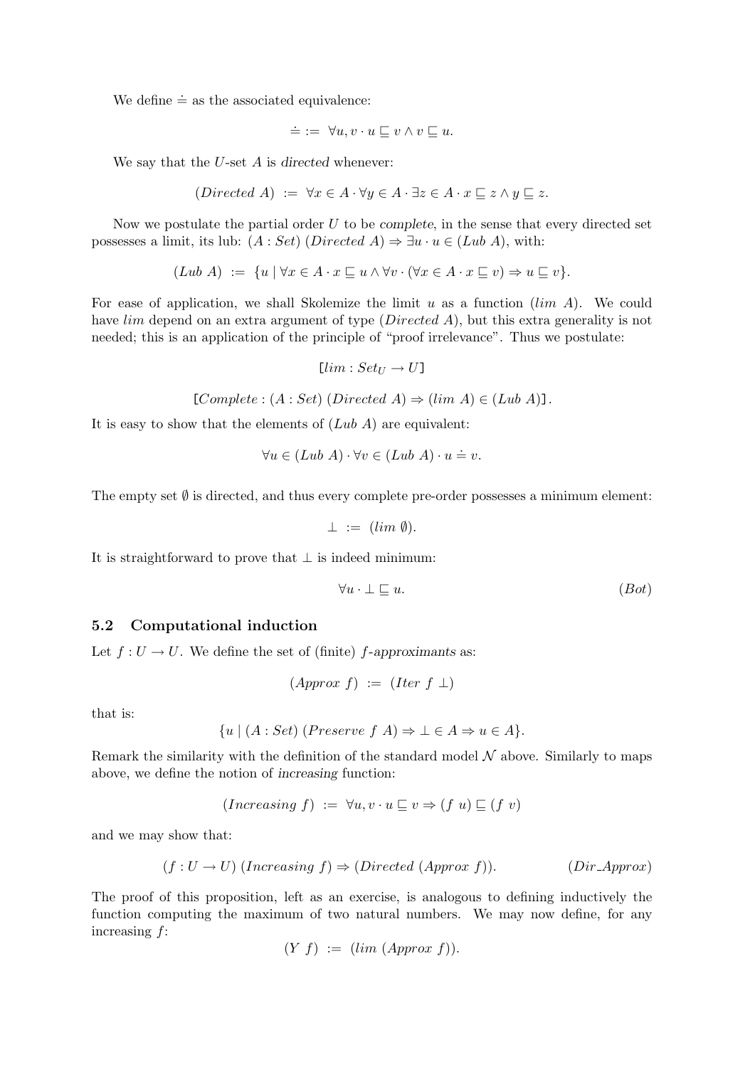We define $\doteq$ as the associated equivalence:

$$\doteq \;:=\; \forall u, v \cdot u \sqsubseteq v \wedge v \sqsubseteq u.$$

We say that the $U$-set $A$ is *directed* whenever:

$$(Directed\ A) \;:=\; \forall x \in A \cdot \forall y \in A \cdot \exists z \in A \cdot x \sqsubseteq z \wedge y \sqsubseteq z.$$

Now we postulate the partial order $U$ to be *complete*, in the sense that every directed set possesses a limit, its lub: $(A : Set)\ (Directed\ A) \Rightarrow \exists u \cdot u \in (Lub\ A)$, with:

$$(Lub\ A) \;:=\; \{u \mid \forall x \in A \cdot x \sqsubseteq u \wedge \forall v \cdot (\forall x \in A \cdot x \sqsubseteq v) \Rightarrow u \sqsubseteq v\}.$$

For ease of application, we shall Skolemize the limit $u$ as a function $(lim\ A)$. We could have $lim$ depend on an extra argument of type $(Directed\ A)$, but this extra generality is not needed; this is an application of the principle of "proof irrelevance". Thus we postulate:

$$[lim : Set_U \rightarrow U]$$

$$[Complete : (A : Set)\ (Directed\ A) \Rightarrow (lim\ A) \in (Lub\ A)].$$

It is easy to show that the elements of $(Lub\ A)$ are equivalent:

$$\forall u \in (Lub\ A) \cdot \forall v \in (Lub\ A) \cdot u \doteq v.$$

The empty set $\emptyset$ is directed, and thus every complete pre-order possesses a minimum element:

$$\bot \;:=\; (lim\ \emptyset).$$

It is straightforward to prove that $\bot$ is indeed minimum:

$$\forall u \cdot \bot \sqsubseteq u. \tag{$Bot$}$$

### 5.2 Computational induction

Let $f : U \rightarrow U$. We define the set of (finite) $f$-*approximants* as:

$$(Approx\ f) \;:=\; (Iter\ f\ \bot)$$

that is:

$$\{u \mid (A : Set)\ (Preserve\ f\ A) \Rightarrow \bot \in A \Rightarrow u \in A\}.$$

Remark the similarity with the definition of the standard model $\mathcal{N}$ above. Similarly to maps above, we define the notion of *increasing* function:

$$(Increasing\ f) \;:=\; \forall u, v \cdot u \sqsubseteq v \Rightarrow (f\ u) \sqsubseteq (f\ v)$$

and we may show that:

$$(f : U \rightarrow U)\ (Increasing\ f) \Rightarrow (Directed\ (Approx\ f)). \tag{$Dir\_Approx$}$$

The proof of this proposition, left as an exercise, is analogous to defining inductively the function computing the maximum of two natural numbers. We may now define, for any increasing $f$:

$$(Y\ f) \;:=\; (lim\ (Approx\ f)).$$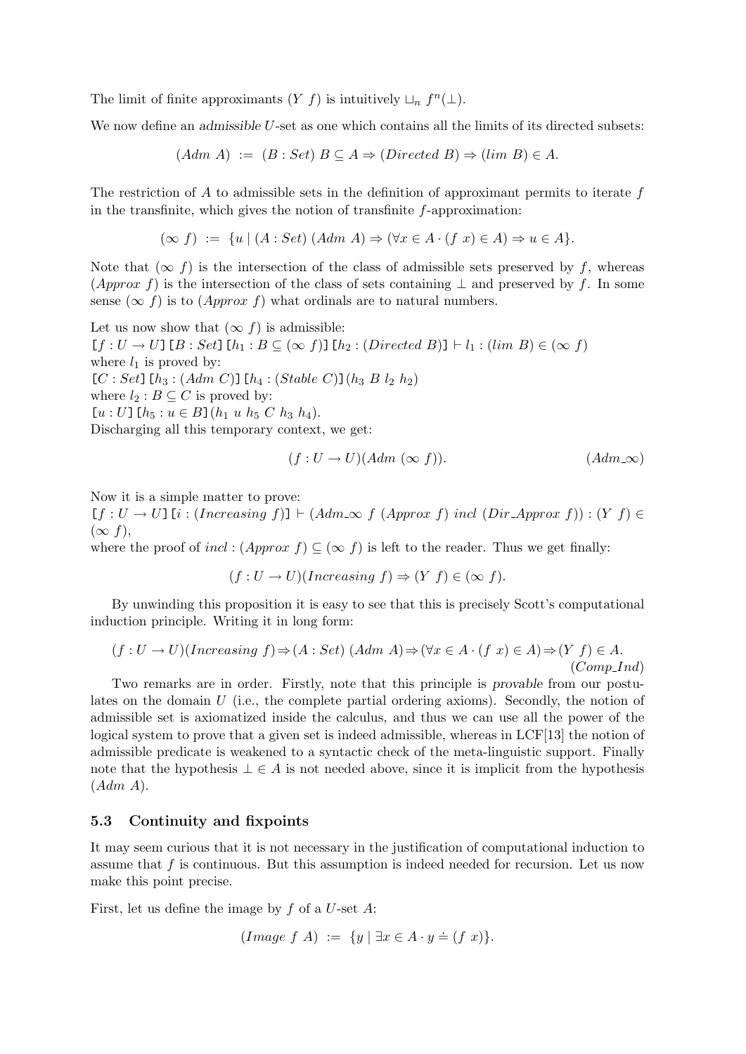The limit of finite approximants $(Y\ f)$ is intuitively $\sqcup_n\ f^n(\bot)$.

We now define an *admissible* $U$-set as one which contains all the limits of its directed subsets:

$$(Adm\ A)\ :=\ (B : Set)\ B \subseteq A \Rightarrow (Directed\ B) \Rightarrow (lim\ B) \in A.$$

The restriction of $A$ to admissible sets in the definition of approximant permits to iterate $f$ in the transfinite, which gives the notion of transfinite $f$-approximation:

$$(\infty\ f)\ :=\ \{u \mid (A : Set)\ (Adm\ A) \Rightarrow (\forall x \in A \cdot (f\ x) \in A) \Rightarrow u \in A\}.$$

Note that $(\infty\ f)$ is the intersection of the class of admissible sets preserved by $f$, whereas $(Approx\ f)$ is the intersection of the class of sets containing $\bot$ and preserved by $f$. In some sense $(\infty\ f)$ is to $(Approx\ f)$ what ordinals are to natural numbers.

Let us now show that $(\infty\ f)$ is admissible:
$[f : U \to U]\ [B : Set]\ [h_1 : B \subseteq (\infty\ f)]\ [h_2 : (Directed\ B)] \vdash l_1 : (lim\ B) \in (\infty\ f)$
where $l_1$ is proved by:
$[C : Set]\ [h_3 : (Adm\ C)]\ [h_4 : (Stable\ C)]\ (h_3\ B\ l_2\ h_2)$
where $l_2 : B \subseteq C$ is proved by:
$[u : U]\ [h_5 : u \in B]\ (h_1\ u\ h_5\ C\ h_3\ h_4)$.
Discharging all this temporary context, we get:

$$(f : U \to U)(Adm\ (\infty\ f)). \qquad (Adm\_\infty)$$

Now it is a simple matter to prove:
$[f : U \to U]\ [i : (Increasing\ f)] \vdash (Adm\_\infty\ f\ (Approx\ f)\ incl\ (Dir\_Approx\ f)) : (Y\ f) \in (\infty\ f)$,
where the proof of $incl : (Approx\ f) \subseteq (\infty\ f)$ is left to the reader. Thus we get finally:

$$(f : U \to U)(Increasing\ f) \Rightarrow (Y\ f) \in (\infty\ f).$$

By unwinding this proposition it is easy to see that this is precisely Scott's computational induction principle. Writing it in long form:

$$(f : U \to U)(Increasing\ f) \Rightarrow (A : Set)\ (Adm\ A) \Rightarrow (\forall x \in A \cdot (f\ x) \in A) \Rightarrow (Y\ f) \in A. \qquad (Comp\_Ind)$$

Two remarks are in order. Firstly, note that this principle is *provable* from our postulates on the domain $U$ (i.e., the complete partial ordering axioms). Secondly, the notion of admissible set is axiomatized inside the calculus, and thus we can use all the power of the logical system to prove that a given set is indeed admissible, whereas in LCF[13] the notion of admissible predicate is weakened to a syntactic check of the meta-linguistic support. Finally note that the hypothesis $\bot \in A$ is not needed above, since it is implicit from the hypothesis $(Adm\ A)$.

### 5.3 Continuity and fixpoints

It may seem curious that it is not necessary in the justification of computational induction to assume that $f$ is continuous. But this assumption is indeed needed for recursion. Let us now make this point precise.

First, let us define the image by $f$ of a $U$-set $A$:

$$(Image\ f\ A)\ :=\ \{y \mid \exists x \in A \cdot y \doteq (f\ x)\}.$$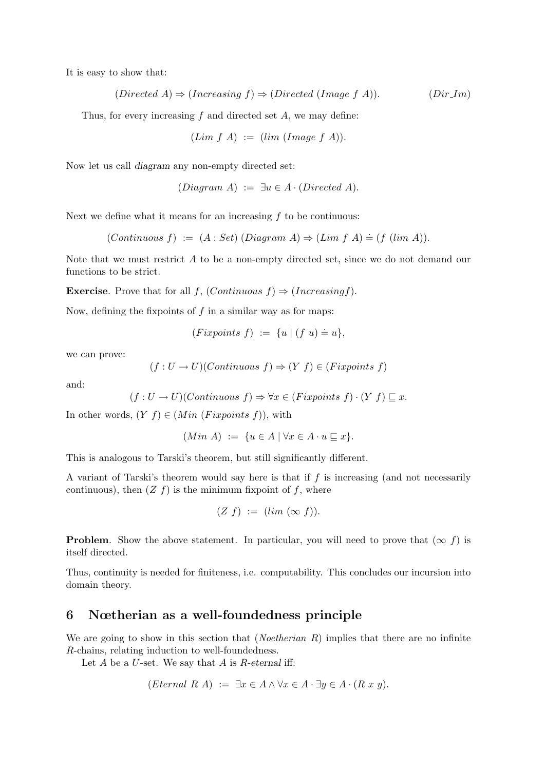It is easy to show that:

$$(Directed\ A) \Rightarrow (Increasing\ f) \Rightarrow (Directed\ (Image\ f\ A)). \qquad (Dir\_Im)$$

Thus, for every increasing $f$ and directed set $A$, we may define:

$$(Lim\ f\ A)\ :=\ (lim\ (Image\ f\ A)).$$

Now let us call *diagram* any non-empty directed set:

$$(Diagram\ A)\ :=\ \exists u \in A \cdot (Directed\ A).$$

Next we define what it means for an increasing $f$ to be continuous:

$$(Continuous\ f)\ :=\ (A : Set)\ (Diagram\ A) \Rightarrow (Lim\ f\ A) \doteq (f\ (lim\ A)).$$

Note that we must restrict $A$ to be a non-empty directed set, since we do not demand our functions to be strict.

**Exercise**. Prove that for all $f$, $(Continuous\ f) \Rightarrow (Increasing f)$.

Now, defining the fixpoints of $f$ in a similar way as for maps:

$$(Fixpoints\ f)\ :=\ \{u \mid (f\ u) \doteq u\},$$

we can prove:

$$(f : U \to U)(Continuous\ f) \Rightarrow (Y\ f) \in (Fixpoints\ f)$$

and:

$$(f : U \to U)(Continuous\ f) \Rightarrow \forall x \in (Fixpoints\ f) \cdot (Y\ f) \sqsubseteq x.$$

In other words, $(Y\ f) \in (Min\ (Fixpoints\ f))$, with

$$(Min\ A)\ :=\ \{u \in A \mid \forall x \in A \cdot u \sqsubseteq x\}.$$

This is analogous to Tarski's theorem, but still significantly different.

A variant of Tarski's theorem would say here is that if $f$ is increasing (and not necessarily continuous), then $(Z\ f)$ is the minimum fixpoint of $f$, where

$$(Z\ f)\ :=\ (lim\ (\infty\ f)).$$

**Problem**. Show the above statement. In particular, you will need to prove that $(\infty\ f)$ is itself directed.

Thus, continuity is needed for finiteness, i.e. computability. This concludes our incursion into domain theory.

## 6 Nœtherian as a well-foundedness principle

We are going to show in this section that $(Noetherian\ R)$ implies that there are no infinite $R$-chains, relating induction to well-foundedness.

Let $A$ be a $U$-set. We say that $A$ is *R-eternal* iff:

$$(Eternal\ R\ A)\ :=\ \exists x \in A \wedge \forall x \in A \cdot \exists y \in A \cdot (R\ x\ y).$$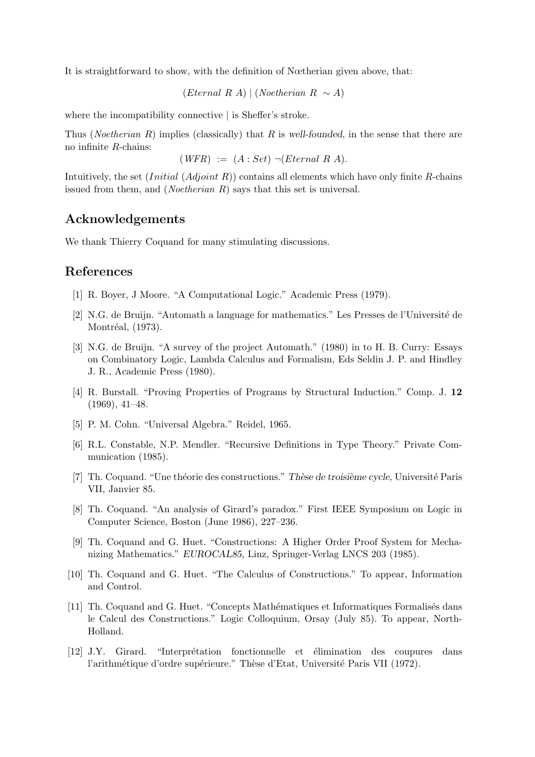It is straightforward to show, with the definition of Nœtherian given above, that:

$$(Eternal\ R\ A) \mid (Noetherian\ R\ \sim A)$$

where the incompatibility connective | is Sheffer's stroke.

Thus (*Noetherian R*) implies (classically) that $R$ is *well-founded*, in the sense that there are no infinite $R$-chains:

$$(WFR) \ := \ (A : Set)\ \neg(Eternal\ R\ A).$$

Intuitively, the set (*Initial* (*Adjoint R*)) contains all elements which have only finite $R$-chains issued from them, and (*Noetherian R*) says that this set is universal.

## Acknowledgements

We thank Thierry Coquand for many stimulating discussions.

## References

[1] R. Boyer, J Moore. "A Computational Logic." Academic Press (1979).

[2] N.G. de Bruijn. "Automath a language for mathematics." Les Presses de l'Université de Montréal, (1973).

[3] N.G. de Bruijn. "A survey of the project Automath." (1980) in to H. B. Curry: Essays on Combinatory Logic, Lambda Calculus and Formalism, Eds Seldin J. P. and Hindley J. R., Academic Press (1980).

[4] R. Burstall. "Proving Properties of Programs by Structural Induction." Comp. J. **12** (1969), 41–48.

[5] P. M. Cohn. "Universal Algebra." Reidel, 1965.

[6] R.L. Constable, N.P. Mendler. "Recursive Definitions in Type Theory." Private Communication (1985).

[7] Th. Coquand. "Une théorie des constructions." *Thèse de troisième cycle,* Université Paris VII, Janvier 85.

[8] Th. Coquand. "An analysis of Girard's paradox." First IEEE Symposium on Logic in Computer Science, Boston (June 1986), 227–236.

[9] Th. Coquand and G. Huet. "Constructions: A Higher Order Proof System for Mechanizing Mathematics." *EUROCAL85,* Linz, Springer-Verlag LNCS 203 (1985).

[10] Th. Coquand and G. Huet. "The Calculus of Constructions." To appear, Information and Control.

[11] Th. Coquand and G. Huet. "Concepts Mathématiques et Informatiques Formalisés dans le Calcul des Constructions." Logic Colloquium, Orsay (July 85). To appear, North-Holland.

[12] J.Y. Girard. "Interprétation fonctionnelle et élimination des coupures dans l'arithmétique d'ordre supérieure." Thèse d'Etat, Université Paris VII (1972).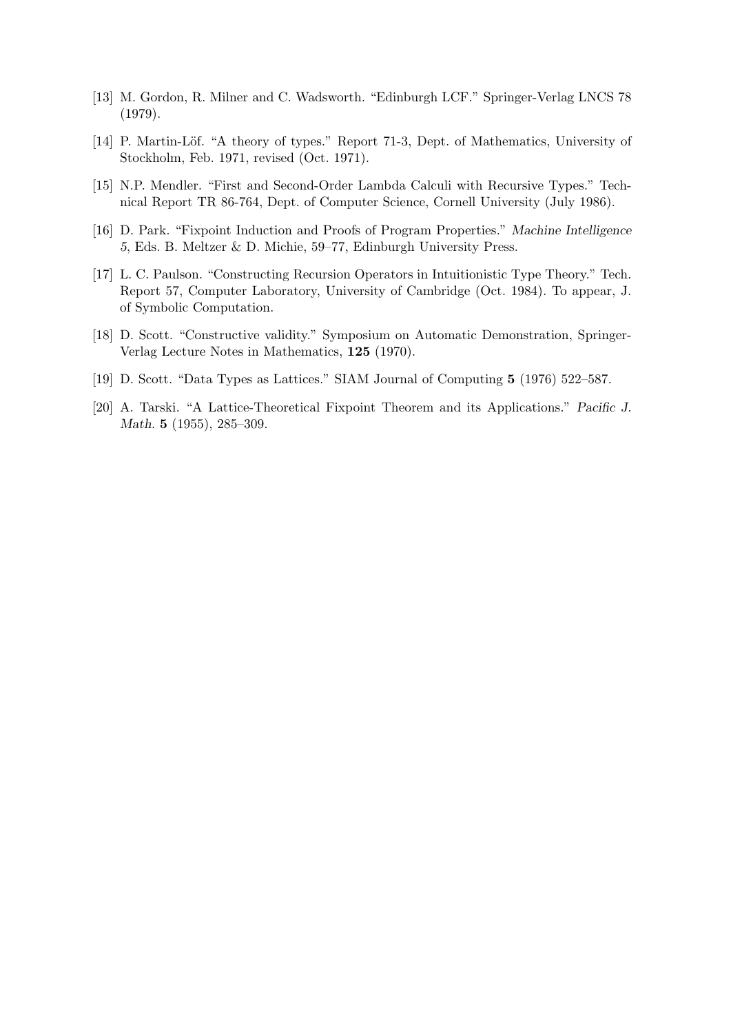[13] M. Gordon, R. Milner and C. Wadsworth. “Edinburgh LCF.” Springer-Verlag LNCS 78 (1979).

[14] P. Martin-Löf. “A theory of types.” Report 71-3, Dept. of Mathematics, University of Stockholm, Feb. 1971, revised (Oct. 1971).

[15] N.P. Mendler. “First and Second-Order Lambda Calculi with Recursive Types.” Technical Report TR 86-764, Dept. of Computer Science, Cornell University (July 1986).

[16] D. Park. “Fixpoint Induction and Proofs of Program Properties.” *Machine Intelligence 5*, Eds. B. Meltzer & D. Michie, 59–77, Edinburgh University Press.

[17] L. C. Paulson. “Constructing Recursion Operators in Intuitionistic Type Theory.” Tech. Report 57, Computer Laboratory, University of Cambridge (Oct. 1984). To appear, J. of Symbolic Computation.

[18] D. Scott. “Constructive validity.” Symposium on Automatic Demonstration, Springer-Verlag Lecture Notes in Mathematics, **125** (1970).

[19] D. Scott. “Data Types as Lattices.” SIAM Journal of Computing **5** (1976) 522–587.

[20] A. Tarski. “A Lattice-Theoretical Fixpoint Theorem and its Applications.” *Pacific J. Math.* **5** (1955), 285–309.